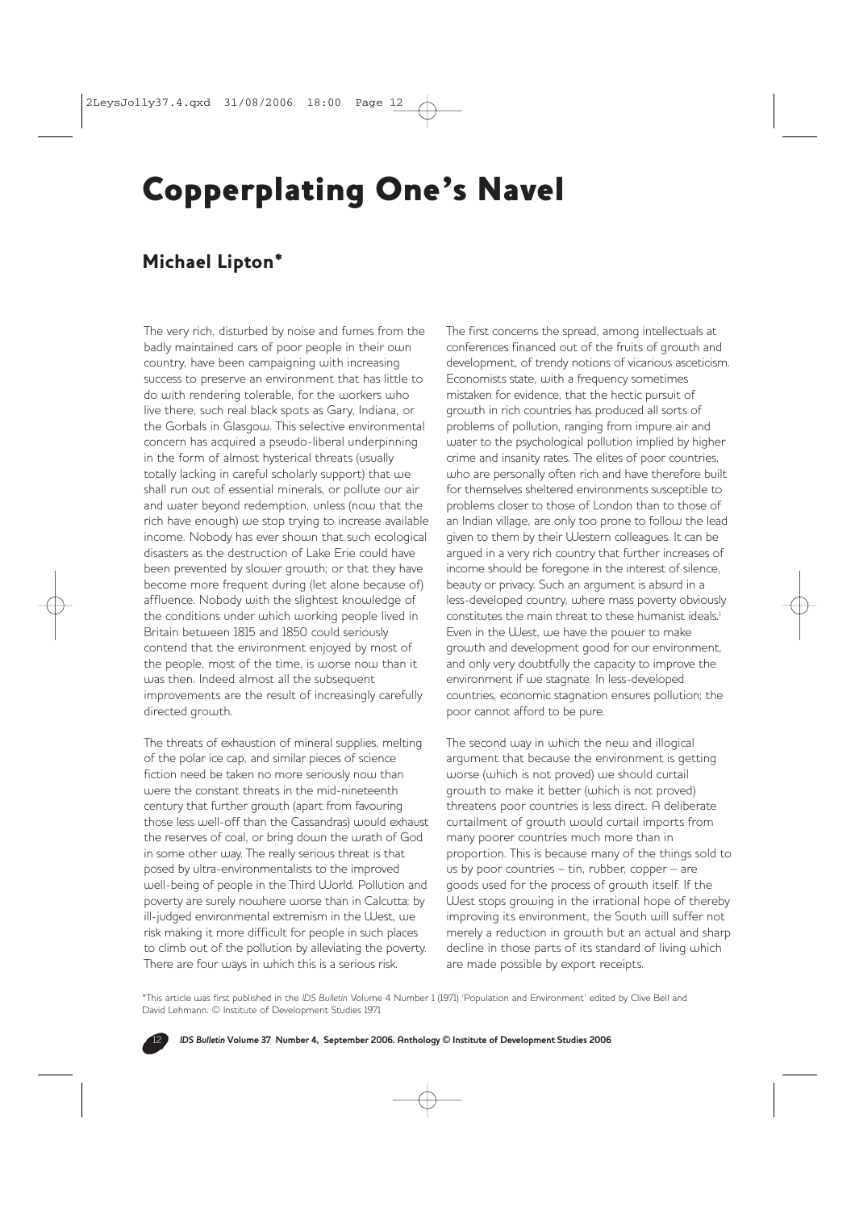# Copperplating One's Navel

## Michael Lipton*

The very rich, disturbed by noise and fumes from the badly maintained cars of poor people in their own country, have been campaigning with increasing success to preserve an environment that has little to do with rendering tolerable, for the workers who live there, such real black spots as Gary, Indiana, or the Gorbals in Glasgow. This selective environmental concern has acquired a pseudo-liberal underpinning in the form of almost hysterical threats (usually totally lacking in careful scholarly support) that we shall run out of essential minerals, or pollute our air and water beyond redemption, unless (now that the rich have enough) we stop trying to increase available income. Nobody has ever shown that such ecological disasters as the destruction of Lake Erie could have been prevented by slower growth; or that they have become more frequent during (let alone because of) affluence. Nobody with the slightest knowledge of the conditions under which working people lived in Britain between 1815 and 1850 could seriously contend that the environment enjoyed by most of the people, most of the time, is worse now than it was then. Indeed almost all the subsequent improvements are the result of increasingly carefully directed growth.

The threats of exhaustion of mineral supplies, melting of the polar ice cap, and similar pieces of science fiction need be taken no more seriously now than were the constant threats in the mid-nineteenth century that further growth (apart from favouring those less well-off than the Cassandras) would exhaust the reserves of coal, or bring down the wrath of God in some other way. The really serious threat is that posed by ultra-environmentalists to the improved well-being of people in the Third World. Pollution and poverty are surely nowhere worse than in Calcutta; by ill-judged environmental extremism in the West, we risk making it more difficult for people in such places to climb out of the pollution by alleviating the poverty. There are four ways in which this is a serious risk.

The first concerns the spread, among intellectuals at conferences financed out of the fruits of growth and development, of trendy notions of vicarious asceticism. Economists state, with a frequency sometimes mistaken for evidence, that the hectic pursuit of growth in rich countries has produced all sorts of problems of pollution, ranging from impure air and water to the psychological pollution implied by higher crime and insanity rates. The elites of poor countries, who are personally often rich and have therefore built for themselves sheltered environments susceptible to problems closer to those of London than to those of an Indian village, are only too prone to follow the lead given to them by their Western colleagues. It can be argued in a very rich country that further increases of income should be foregone in the interest of silence, beauty or privacy. Such an argument is absurd in a less-developed country, where mass poverty obviously constitutes the main threat to these humanist ideals.[1] Even in the West, we have the power to make growth and development good for our environment, and only very doubtfully the capacity to improve the environment if we stagnate. In less-developed countries, economic stagnation ensures pollution; the poor cannot afford to be pure.

The second way in which the new and illogical argument that because the environment is getting worse (which is not proved) we should curtail growth to make it better (which is not proved) threatens poor countries is less direct. A deliberate curtailment of growth would curtail imports from many poorer countries much more than in proportion. This is because many of the things sold to us by poor countries – tin, rubber, copper – are goods used for the process of growth itself. If the West stops growing in the irrational hope of thereby improving its environment, the South will suffer not merely a reduction in growth but an actual and sharp decline in those parts of its standard of living which are made possible by export receipts.

*This article was first published in the *IDS Bulletin* Volume 4 Number 1 (1971) 'Population and Environment' edited by Clive Bell and David Lehmann. © Institute of Development Studies 1971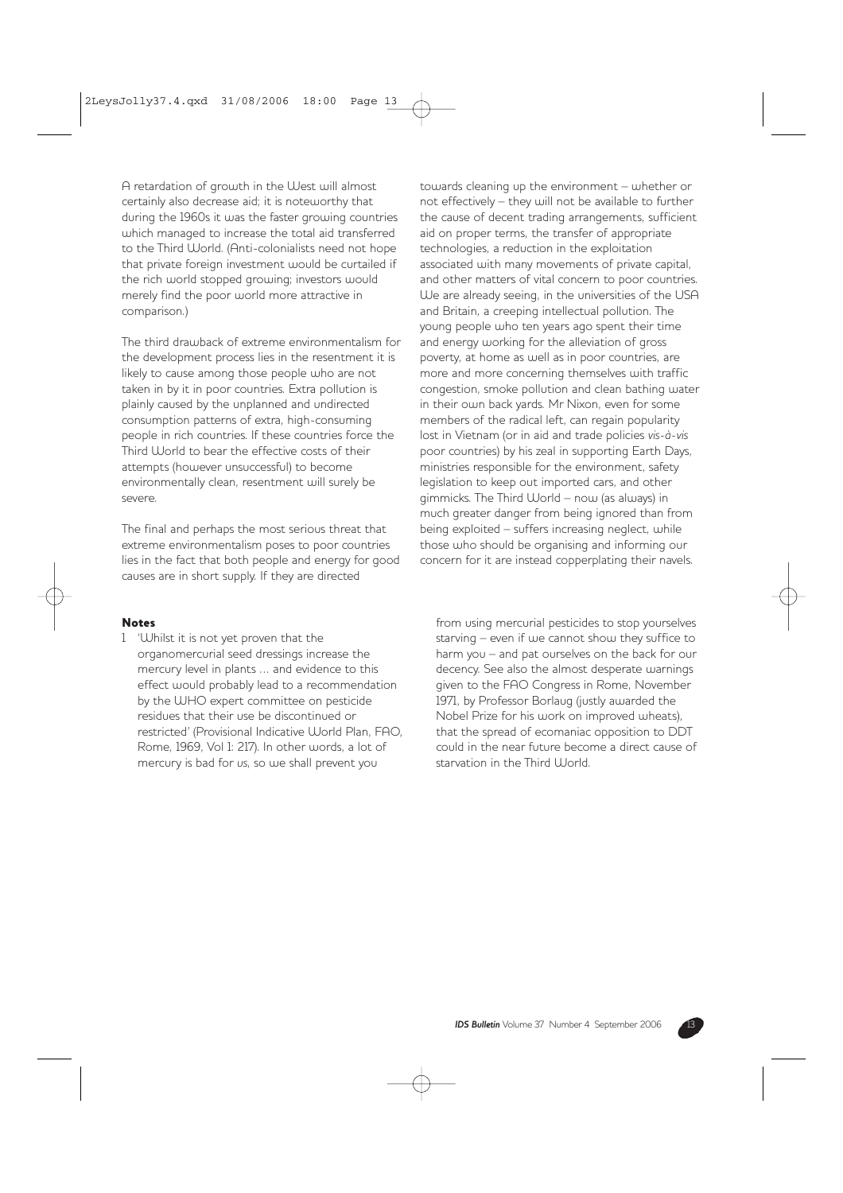A retardation of growth in the West will almost certainly also decrease aid; it is noteworthy that during the 1960s it was the faster growing countries which managed to increase the total aid transferred to the Third World. (Anti-colonialists need not hope that private foreign investment would be curtailed if the rich world stopped growing; investors would merely find the poor world more attractive in comparison.)

The third drawback of extreme environmentalism for the development process lies in the resentment it is likely to cause among those people who are not taken in by it in poor countries. Extra pollution is plainly caused by the unplanned and undirected consumption patterns of extra, high-consuming people in rich countries. If these countries force the Third World to bear the effective costs of their attempts (however unsuccessful) to become environmentally clean, resentment will surely be severe.

The final and perhaps the most serious threat that extreme environmentalism poses to poor countries lies in the fact that both people and energy for good causes are in short supply. If they are directed towards cleaning up the environment – whether or not effectively – they will not be available to further the cause of decent trading arrangements, sufficient aid on proper terms, the transfer of appropriate technologies, a reduction in the exploitation associated with many movements of private capital, and other matters of vital concern to poor countries. We are already seeing, in the universities of the USA and Britain, a creeping intellectual pollution. The young people who ten years ago spent their time and energy working for the alleviation of gross poverty, at home as well as in poor countries, are more and more concerning themselves with traffic congestion, smoke pollution and clean bathing water in their own back yards. Mr Nixon, even for some members of the radical left, can regain popularity lost in Vietnam (or in aid and trade policies *vis-à-vis* poor countries) by his zeal in supporting Earth Days, ministries responsible for the environment, safety legislation to keep out imported cars, and other gimmicks. The Third World – now (as always) in much greater danger from being ignored than from being exploited – suffers increasing neglect, while those who should be organising and informing our concern for it are instead copperplating their navels.

## Notes

1 'Whilst it is not yet proven that the organomercurial seed dressings increase the mercury level in plants … and evidence to this effect would probably lead to a recommendation by the WHO expert committee on pesticide residues that their use be discontinued or restricted' (Provisional Indicative World Plan, FAO, Rome, 1969, Vol 1: 217). In other words, a lot of mercury is bad for *us*, so we shall prevent you from using mercurial pesticides to stop yourselves starving – even if we cannot show they suffice to harm you – and pat ourselves on the back for our decency. See also the almost desperate warnings given to the FAO Congress in Rome, November 1971, by Professor Borlaug (justly awarded the Nobel Prize for his work on improved wheats), that the spread of ecomaniac opposition to DDT could in the near future become a direct cause of starvation in the Third World.